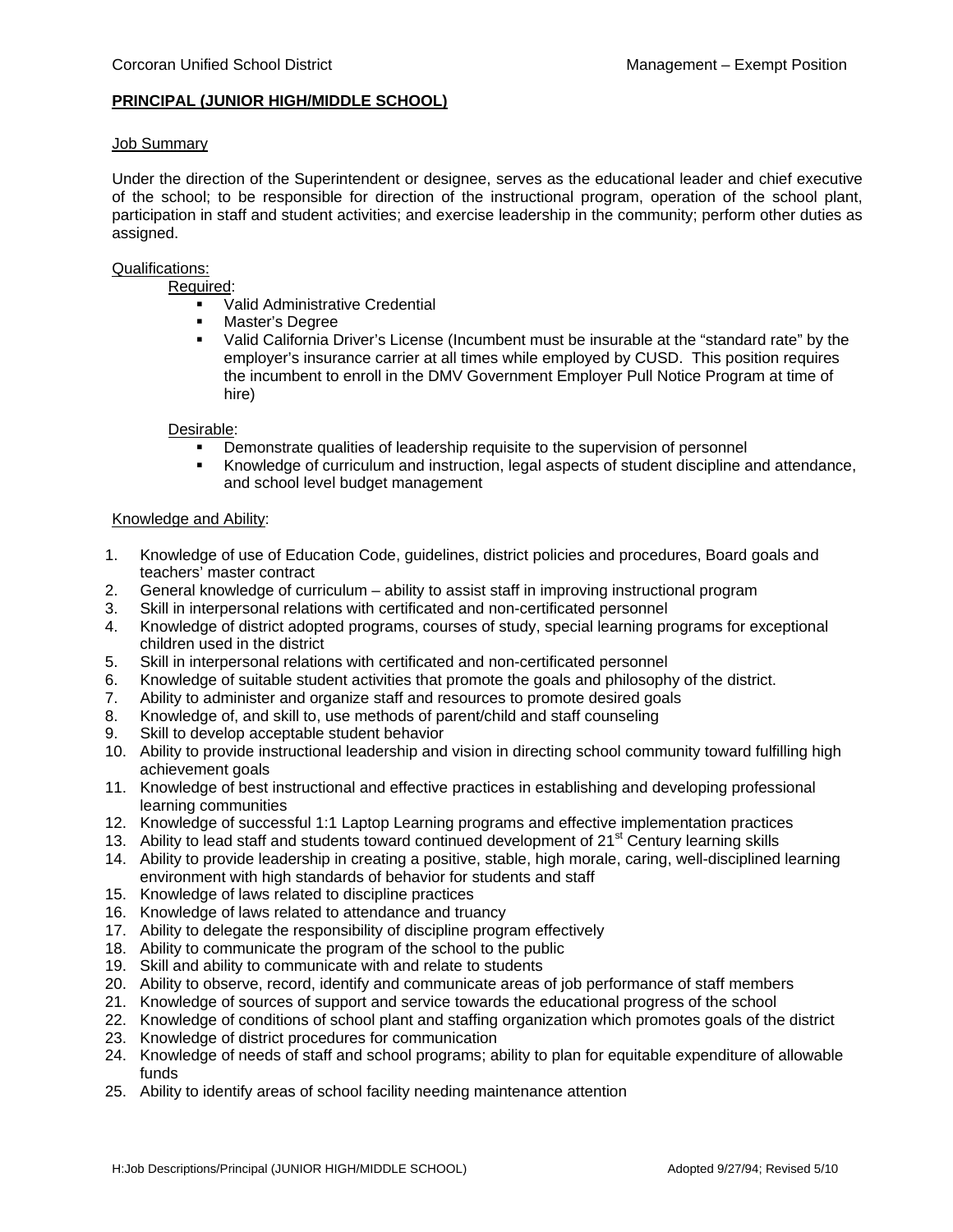Corcoran Unified School District | Management – Exempt Position

**PRINCIPAL (JUNIOR HIGH/MIDDLE SCHOOL)**

Job Summary

Under the direction of the Superintendent or designee, serves as the educational leader and chief executive of the school; to be responsible for direction of the instructional program, operation of the school plant, participation in staff and student activities; and exercise leadership in the community; perform other duties as assigned.

Qualifications:

Required:

- Valid Administrative Credential
- Master's Degree
- Valid California Driver's License (Incumbent must be insurable at the "standard rate" by the employer's insurance carrier at all times while employed by CUSD. This position requires the incumbent to enroll in the DMV Government Employer Pull Notice Program at time of hire)

Desirable:

- Demonstrate qualities of leadership requisite to the supervision of personnel
- Knowledge of curriculum and instruction, legal aspects of student discipline and attendance, and school level budget management

Knowledge and Ability:

1. Knowledge of use of Education Code, guidelines, district policies and procedures, Board goals and teachers' master contract
2. General knowledge of curriculum – ability to assist staff in improving instructional program
3. Skill in interpersonal relations with certificated and non-certificated personnel
4. Knowledge of district adopted programs, courses of study, special learning programs for exceptional children used in the district
5. Skill in interpersonal relations with certificated and non-certificated personnel
6. Knowledge of suitable student activities that promote the goals and philosophy of the district.
7. Ability to administer and organize staff and resources to promote desired goals
8. Knowledge of, and skill to, use methods of parent/child and staff counseling
9. Skill to develop acceptable student behavior
10. Ability to provide instructional leadership and vision in directing school community toward fulfilling high achievement goals
11. Knowledge of best instructional and effective practices in establishing and developing professional learning communities
12. Knowledge of successful 1:1 Laptop Learning programs and effective implementation practices
13. Ability to lead staff and students toward continued development of 21st Century learning skills
14. Ability to provide leadership in creating a positive, stable, high morale, caring, well-disciplined learning environment with high standards of behavior for students and staff
15. Knowledge of laws related to discipline practices
16. Knowledge of laws related to attendance and truancy
17. Ability to delegate the responsibility of discipline program effectively
18. Ability to communicate the program of the school to the public
19. Skill and ability to communicate with and relate to students
20. Ability to observe, record, identify and communicate areas of job performance of staff members
21. Knowledge of sources of support and service towards the educational progress of the school
22. Knowledge of conditions of school plant and staffing organization which promotes goals of the district
23. Knowledge of district procedures for communication
24. Knowledge of needs of staff and school programs; ability to plan for equitable expenditure of allowable funds
25. Ability to identify areas of school facility needing maintenance attention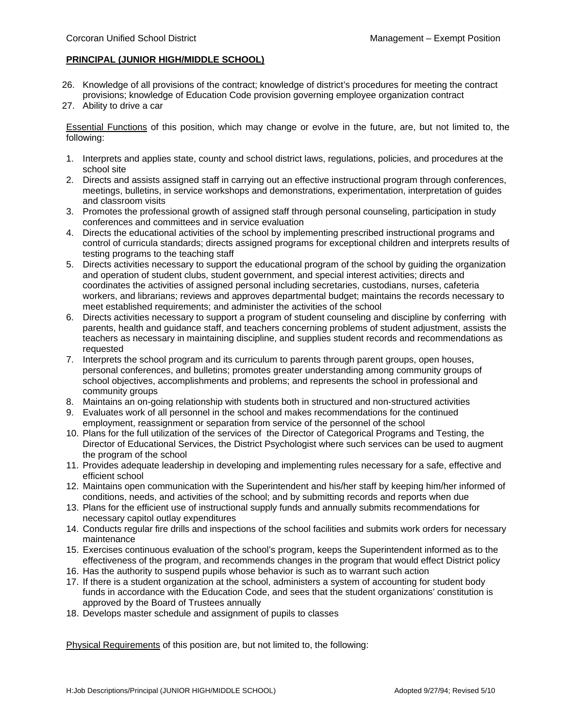**PRINCIPAL (JUNIOR HIGH/MIDDLE SCHOOL)**

26. Knowledge of all provisions of the contract; knowledge of district's procedures for meeting the contract provisions; knowledge of Education Code provision governing employee organization contract
27. Ability to drive a car

Essential Functions of this position, which may change or evolve in the future, are, but not limited to, the following:

1. Interprets and applies state, county and school district laws, regulations, policies, and procedures at the school site
2. Directs and assists assigned staff in carrying out an effective instructional program through conferences, meetings, bulletins, in service workshops and demonstrations, experimentation, interpretation of guides and classroom visits
3. Promotes the professional growth of assigned staff through personal counseling, participation in study conferences and committees and in service evaluation
4. Directs the educational activities of the school by implementing prescribed instructional programs and control of curricula standards; directs assigned programs for exceptional children and interprets results of testing programs to the teaching staff
5. Directs activities necessary to support the educational program of the school by guiding the organization and operation of student clubs, student government, and special interest activities; directs and coordinates the activities of assigned personal including secretaries, custodians, nurses, cafeteria workers, and librarians; reviews and approves departmental budget; maintains the records necessary to meet established requirements; and administer the activities of the school
6. Directs activities necessary to support a program of student counseling and discipline by conferring with parents, health and guidance staff, and teachers concerning problems of student adjustment, assists the teachers as necessary in maintaining discipline, and supplies student records and recommendations as requested
7. Interprets the school program and its curriculum to parents through parent groups, open houses, personal conferences, and bulletins; promotes greater understanding among community groups of school objectives, accomplishments and problems; and represents the school in professional and community groups
8. Maintains an on-going relationship with students both in structured and non-structured activities
9. Evaluates work of all personnel in the school and makes recommendations for the continued employment, reassignment or separation from service of the personnel of the school
10. Plans for the full utilization of the services of the Director of Categorical Programs and Testing, the Director of Educational Services, the District Psychologist where such services can be used to augment the program of the school
11. Provides adequate leadership in developing and implementing rules necessary for a safe, effective and efficient school
12. Maintains open communication with the Superintendent and his/her staff by keeping him/her informed of conditions, needs, and activities of the school; and by submitting records and reports when due
13. Plans for the efficient use of instructional supply funds and annually submits recommendations for necessary capitol outlay expenditures
14. Conducts regular fire drills and inspections of the school facilities and submits work orders for necessary maintenance
15. Exercises continuous evaluation of the school's program, keeps the Superintendent informed as to the effectiveness of the program, and recommends changes in the program that would effect District policy
16. Has the authority to suspend pupils whose behavior is such as to warrant such action
17. If there is a student organization at the school, administers a system of accounting for student body funds in accordance with the Education Code, and sees that the student organizations' constitution is approved by the Board of Trustees annually
18. Develops master schedule and assignment of pupils to classes

Physical Requirements of this position are, but not limited to, the following: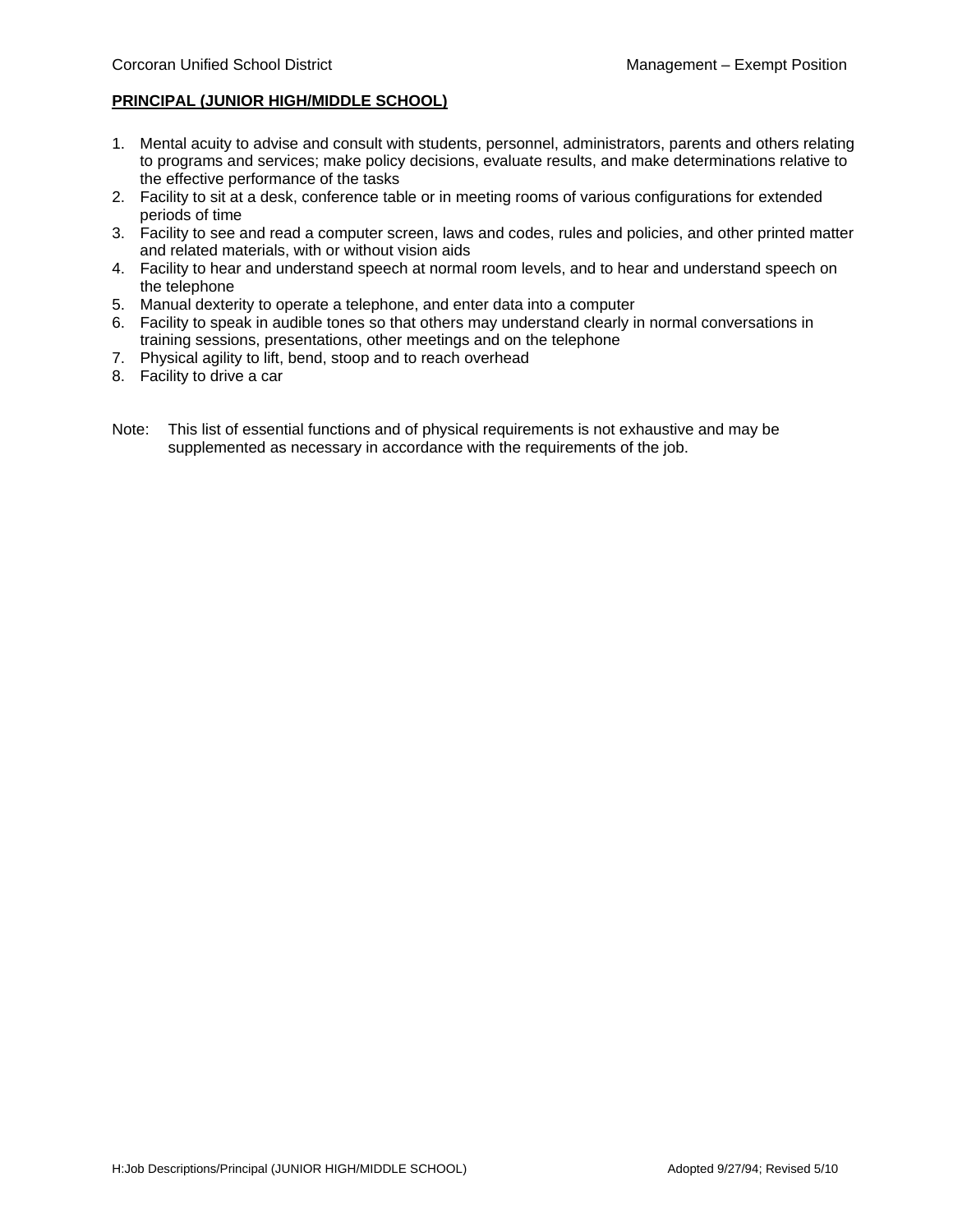**PRINCIPAL (JUNIOR HIGH/MIDDLE SCHOOL)**

1. Mental acuity to advise and consult with students, personnel, administrators, parents and others relating to programs and services; make policy decisions, evaluate results, and make determinations relative to the effective performance of the tasks
2. Facility to sit at a desk, conference table or in meeting rooms of various configurations for extended periods of time
3. Facility to see and read a computer screen, laws and codes, rules and policies, and other printed matter and related materials, with or without vision aids
4. Facility to hear and understand speech at normal room levels, and to hear and understand speech on the telephone
5. Manual dexterity to operate a telephone, and enter data into a computer
6. Facility to speak in audible tones so that others may understand clearly in normal conversations in training sessions, presentations, other meetings and on the telephone
7. Physical agility to lift, bend, stoop and to reach overhead
8. Facility to drive a car

Note: This list of essential functions and of physical requirements is not exhaustive and may be supplemented as necessary in accordance with the requirements of the job.